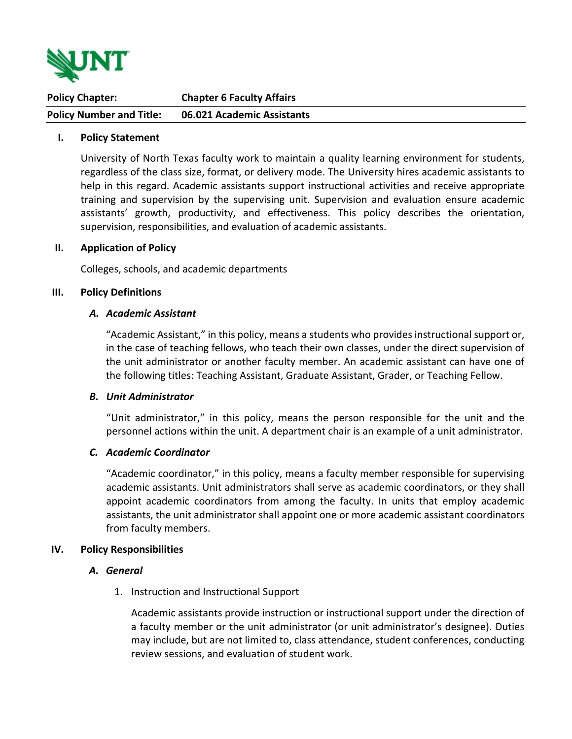| Policy Chapter: | Chapter 6 Faculty Affairs |
| --- | --- |
| **Policy Number and Title:** | **06.021 Academic Assistants** |

## I. Policy Statement

University of North Texas faculty work to maintain a quality learning environment for students, regardless of the class size, format, or delivery mode. The University hires academic assistants to help in this regard. Academic assistants support instructional activities and receive appropriate training and supervision by the supervising unit. Supervision and evaluation ensure academic assistants' growth, productivity, and effectiveness. This policy describes the orientation, supervision, responsibilities, and evaluation of academic assistants.

## II. Application of Policy

Colleges, schools, and academic departments

## III. Policy Definitions

### *A. Academic Assistant*

"Academic Assistant," in this policy, means a students who provides instructional support or, in the case of teaching fellows, who teach their own classes, under the direct supervision of the unit administrator or another faculty member. An academic assistant can have one of the following titles: Teaching Assistant, Graduate Assistant, Grader, or Teaching Fellow.

### *B. Unit Administrator*

"Unit administrator," in this policy, means the person responsible for the unit and the personnel actions within the unit. A department chair is an example of a unit administrator.

### *C. Academic Coordinator*

"Academic coordinator," in this policy, means a faculty member responsible for supervising academic assistants. Unit administrators shall serve as academic coordinators, or they shall appoint academic coordinators from among the faculty. In units that employ academic assistants, the unit administrator shall appoint one or more academic assistant coordinators from faculty members.

## IV. Policy Responsibilities

### *A. General*

1. Instruction and Instructional Support

   Academic assistants provide instruction or instructional support under the direction of a faculty member or the unit administrator (or unit administrator's designee). Duties may include, but are not limited to, class attendance, student conferences, conducting review sessions, and evaluation of student work.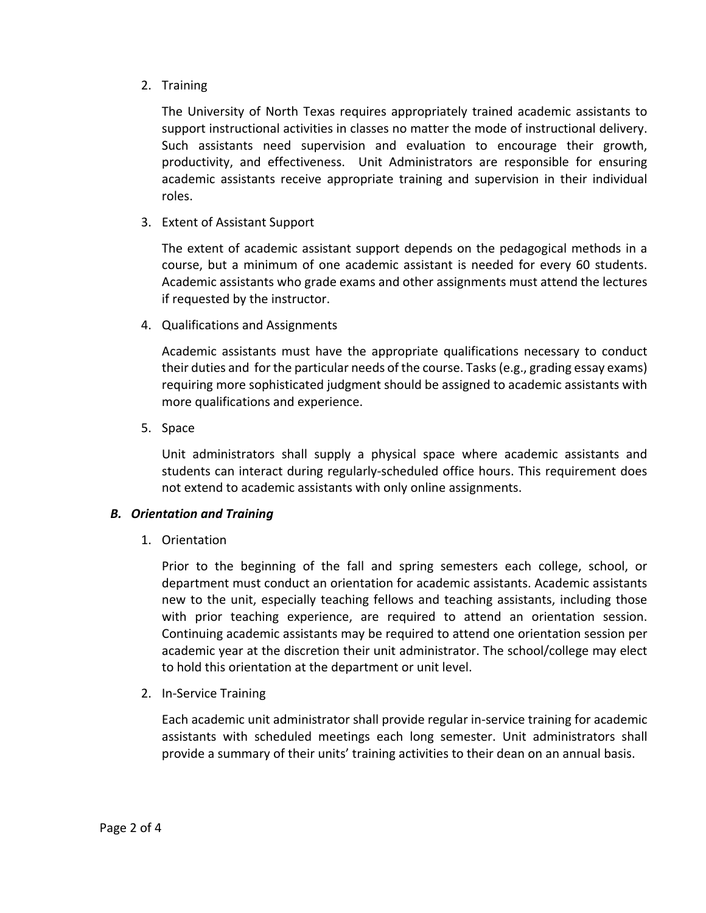2. Training

   The University of North Texas requires appropriately trained academic assistants to support instructional activities in classes no matter the mode of instructional delivery. Such assistants need supervision and evaluation to encourage their growth, productivity, and effectiveness. Unit Administrators are responsible for ensuring academic assistants receive appropriate training and supervision in their individual roles.

3. Extent of Assistant Support

   The extent of academic assistant support depends on the pedagogical methods in a course, but a minimum of one academic assistant is needed for every 60 students. Academic assistants who grade exams and other assignments must attend the lectures if requested by the instructor.

4. Qualifications and Assignments

   Academic assistants must have the appropriate qualifications necessary to conduct their duties and for the particular needs of the course. Tasks (e.g., grading essay exams) requiring more sophisticated judgment should be assigned to academic assistants with more qualifications and experience.

5. Space

   Unit administrators shall supply a physical space where academic assistants and students can interact during regularly-scheduled office hours. This requirement does not extend to academic assistants with only online assignments.

***B. Orientation and Training***

1. Orientation

   Prior to the beginning of the fall and spring semesters each college, school, or department must conduct an orientation for academic assistants. Academic assistants new to the unit, especially teaching fellows and teaching assistants, including those with prior teaching experience, are required to attend an orientation session. Continuing academic assistants may be required to attend one orientation session per academic year at the discretion their unit administrator. The school/college may elect to hold this orientation at the department or unit level.

2. In-Service Training

   Each academic unit administrator shall provide regular in-service training for academic assistants with scheduled meetings each long semester. Unit administrators shall provide a summary of their units' training activities to their dean on an annual basis.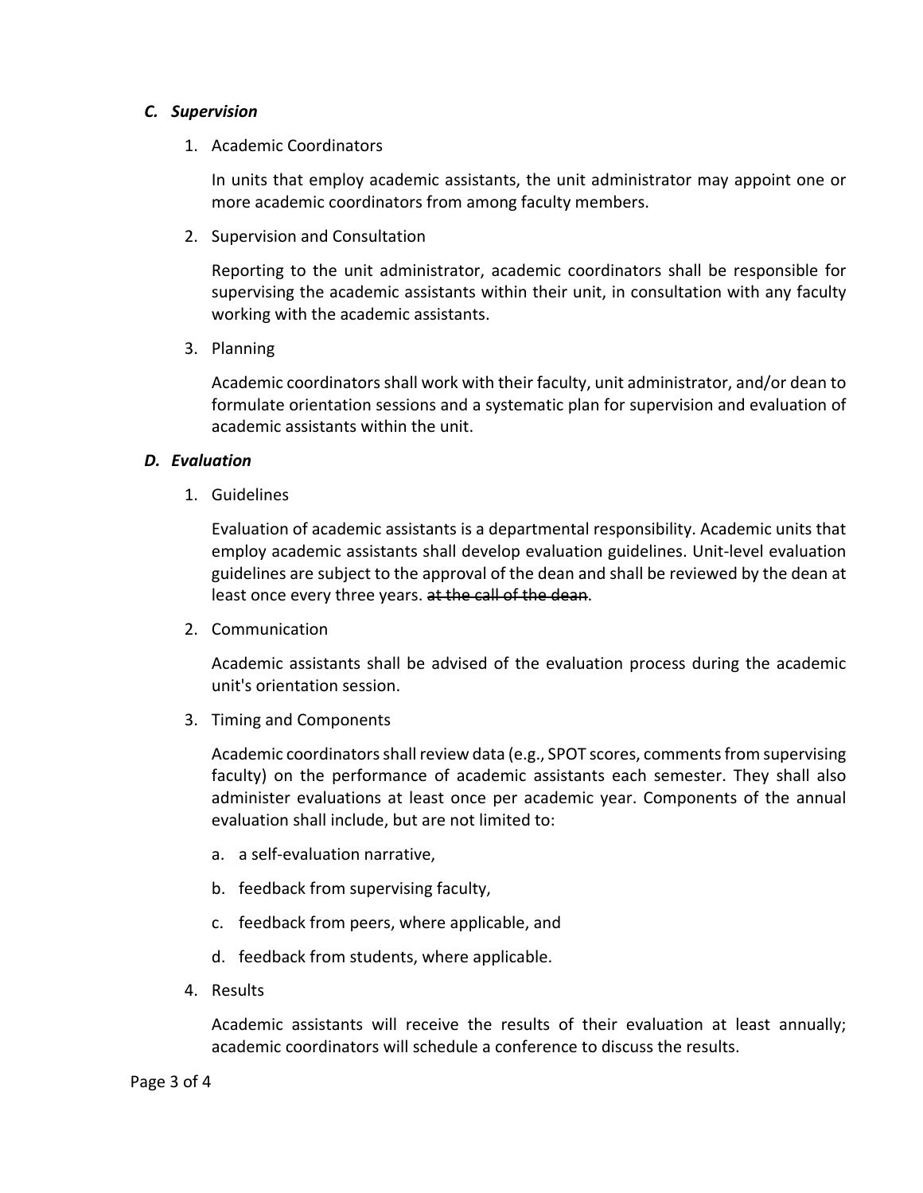### *C. Supervision*

1. Academic Coordinators

   In units that employ academic assistants, the unit administrator may appoint one or more academic coordinators from among faculty members.

2. Supervision and Consultation

   Reporting to the unit administrator, academic coordinators shall be responsible for supervising the academic assistants within their unit, in consultation with any faculty working with the academic assistants.

3. Planning

   Academic coordinators shall work with their faculty, unit administrator, and/or dean to formulate orientation sessions and a systematic plan for supervision and evaluation of academic assistants within the unit.

### *D. Evaluation*

1. Guidelines

   Evaluation of academic assistants is a departmental responsibility. Academic units that employ academic assistants shall develop evaluation guidelines. Unit-level evaluation guidelines are subject to the approval of the dean and shall be reviewed by the dean at least once every three years. ~~at the call of the dean~~.

2. Communication

   Academic assistants shall be advised of the evaluation process during the academic unit's orientation session.

3. Timing and Components

   Academic coordinators shall review data (e.g., SPOT scores, comments from supervising faculty) on the performance of academic assistants each semester. They shall also administer evaluations at least once per academic year. Components of the annual evaluation shall include, but are not limited to:

   a. a self-evaluation narrative,

   b. feedback from supervising faculty,

   c. feedback from peers, where applicable, and

   d. feedback from students, where applicable.

4. Results

   Academic assistants will receive the results of their evaluation at least annually; academic coordinators will schedule a conference to discuss the results.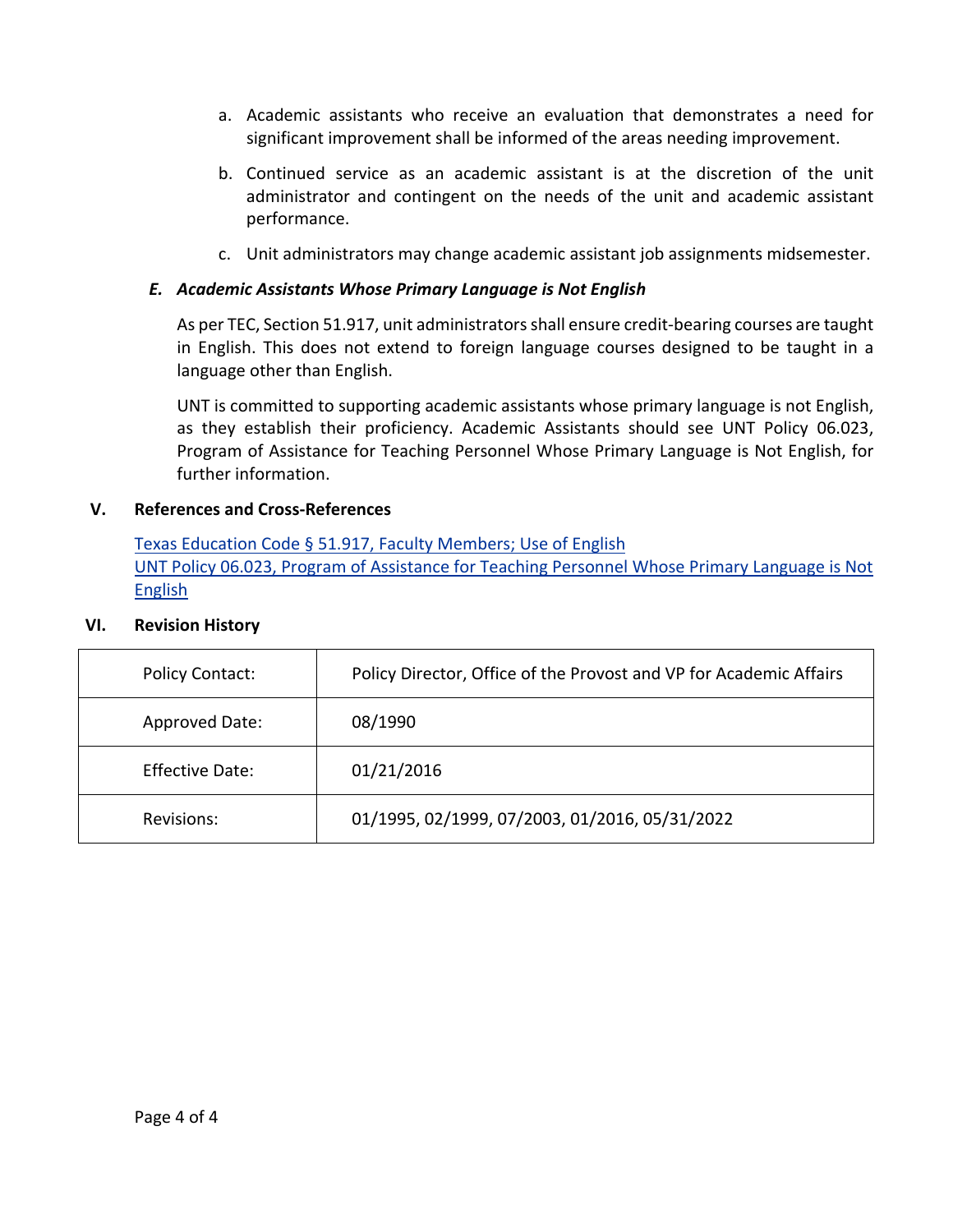a. Academic assistants who receive an evaluation that demonstrates a need for significant improvement shall be informed of the areas needing improvement.

b. Continued service as an academic assistant is at the discretion of the unit administrator and contingent on the needs of the unit and academic assistant performance.

c. Unit administrators may change academic assistant job assignments midsemester.

### *E. Academic Assistants Whose Primary Language is Not English*

As per TEC, Section 51.917, unit administrators shall ensure credit-bearing courses are taught in English. This does not extend to foreign language courses designed to be taught in a language other than English.

UNT is committed to supporting academic assistants whose primary language is not English, as they establish their proficiency. Academic Assistants should see UNT Policy 06.023, Program of Assistance for Teaching Personnel Whose Primary Language is Not English, for further information.

## V. References and Cross-References

Texas Education Code § 51.917, Faculty Members; Use of English
UNT Policy 06.023, Program of Assistance for Teaching Personnel Whose Primary Language is Not English

## VI. Revision History

| | |
|---|---|
| Policy Contact: | Policy Director, Office of the Provost and VP for Academic Affairs |
| Approved Date: | 08/1990 |
| Effective Date: | 01/21/2016 |
| Revisions: | 01/1995, 02/1999, 07/2003, 01/2016, 05/31/2022 |